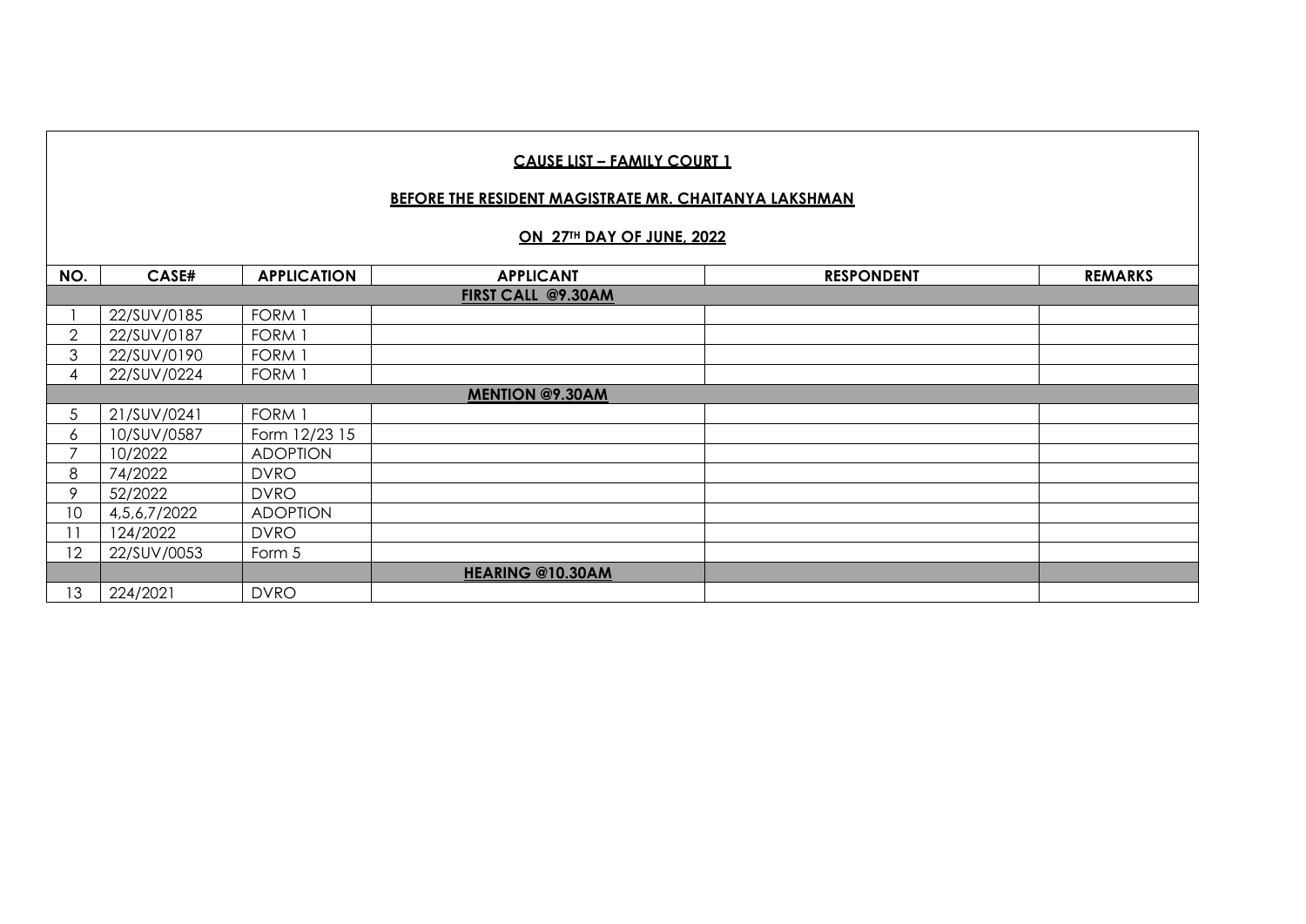**CAUSE LIST – FAMILY COURT 1**

**BEFORE THE RESIDENT MAGISTRATE MR. CHAITANYA LAKSHMAN**

**ON 27TH DAY OF JUNE, 2022**

| NO. | CASE# | APPLICATION | APPLICANT | RESPONDENT | REMARKS |
|---|---|---|---|---|---|
| | | | **FIRST CALL @9.30AM** | | |
| 1 | 22/SUV/0185 | FORM 1 | | | |
| 2 | 22/SUV/0187 | FORM 1 | | | |
| 3 | 22/SUV/0190 | FORM 1 | | | |
| 4 | 22/SUV/0224 | FORM 1 | | | |
| | | | **MENTION @9.30AM** | | |
| 5 | 21/SUV/0241 | FORM 1 | | | |
| 6 | 10/SUV/0587 | Form 12/23 15 | | | |
| 7 | 10/2022 | ADOPTION | | | |
| 8 | 74/2022 | DVRO | | | |
| 9 | 52/2022 | DVRO | | | |
| 10 | 4,5,6,7/2022 | ADOPTION | | | |
| 11 | 124/2022 | DVRO | | | |
| 12 | 22/SUV/0053 | Form 5 | | | |
| | | | **HEARING @10.30AM** | | |
| 13 | 224/2021 | DVRO | | | |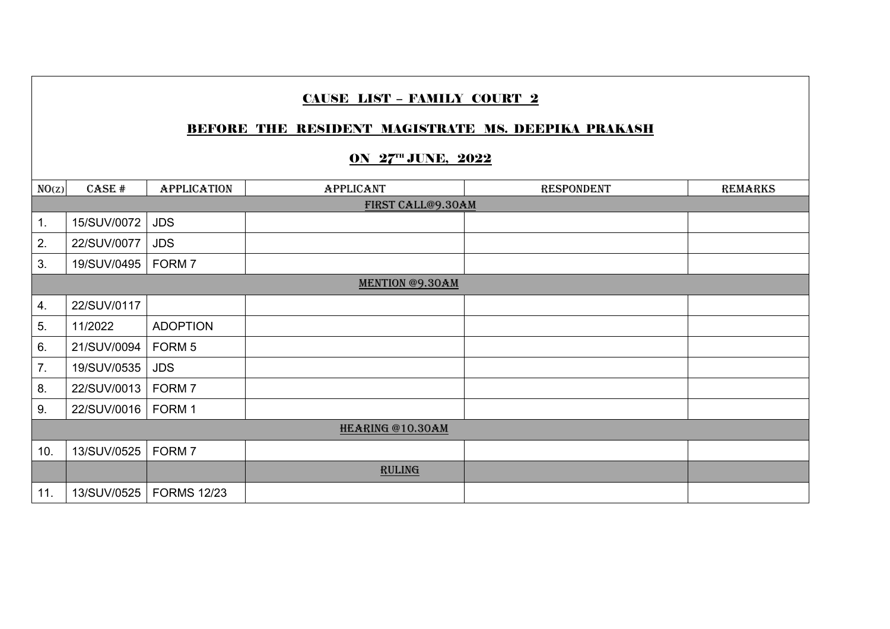## CAUSE LIST – FAMILY COURT 2

## BEFORE THE RESIDENT MAGISTRATE MS. DEEPIKA PRAKASH

## ON 27TH JUNE, 2022

| NO(Z) | CASE # | APPLICATION | APPLICANT | RESPONDENT | REMARKS |
|---|---|---|---|---|---|
| | | | FIRST CALL@9.30AM | | |
| 1. | 15/SUV/0072 | JDS | | | |
| 2. | 22/SUV/0077 | JDS | | | |
| 3. | 19/SUV/0495 | FORM 7 | | | |
| | | | MENTION @9.30AM | | |
| 4. | 22/SUV/0117 | | | | |
| 5. | 11/2022 | ADOPTION | | | |
| 6. | 21/SUV/0094 | FORM 5 | | | |
| 7. | 19/SUV/0535 | JDS | | | |
| 8. | 22/SUV/0013 | FORM 7 | | | |
| 9. | 22/SUV/0016 | FORM 1 | | | |
| | | | HEARING @10.30AM | | |
| 10. | 13/SUV/0525 | FORM 7 | | | |
| | | | RULING | | |
| 11. | 13/SUV/0525 | FORMS 12/23 | | | |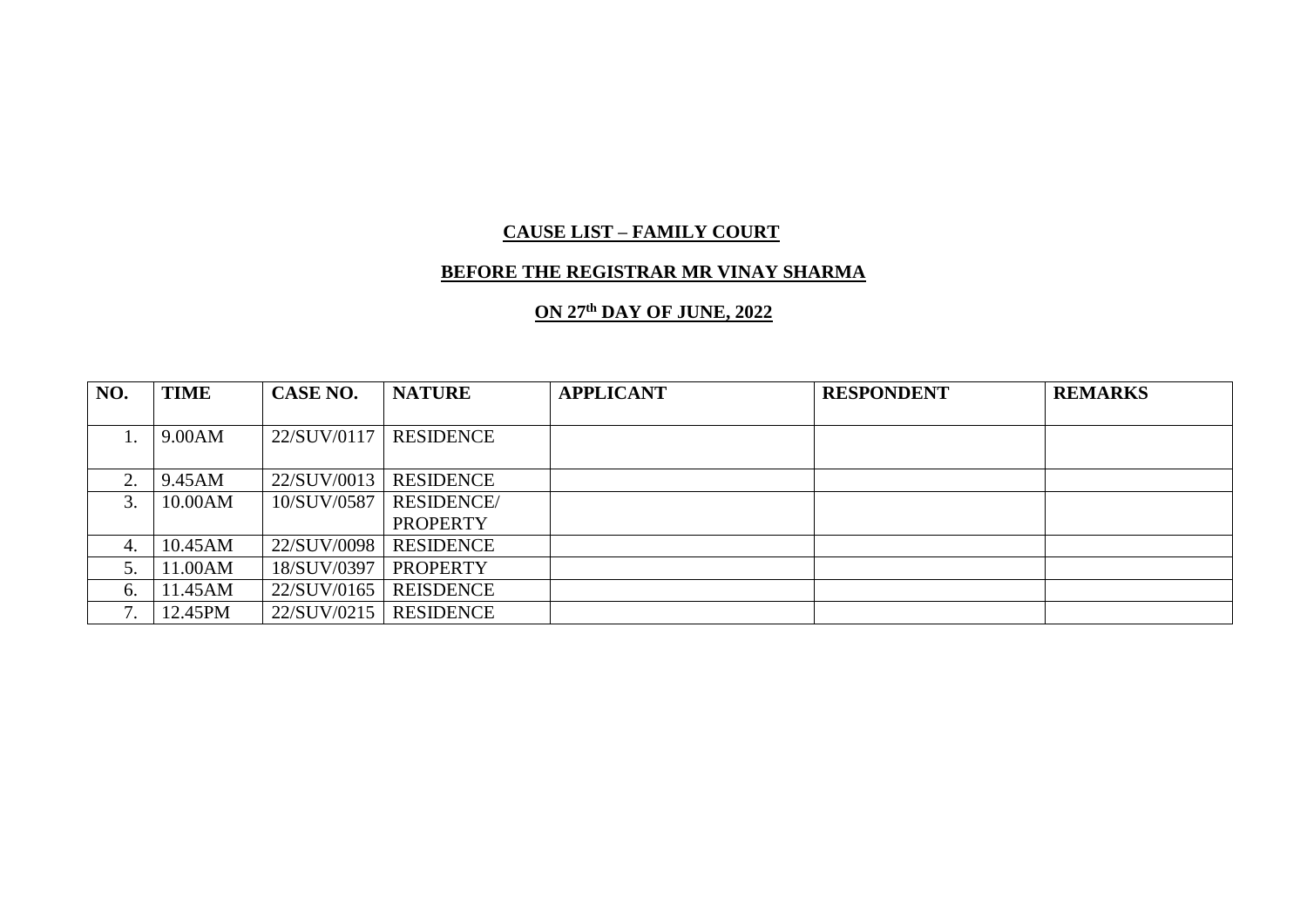**CAUSE LIST – FAMILY COURT**

**BEFORE THE REGISTRAR MR VINAY SHARMA**

**ON 27th DAY OF JUNE, 2022**

| NO. | TIME | CASE NO. | NATURE | APPLICANT | RESPONDENT | REMARKS |
|---|---|---|---|---|---|---|
| 1. | 9.00AM | 22/SUV/0117 | RESIDENCE | | | |
| 2. | 9.45AM | 22/SUV/0013 | RESIDENCE | | | |
| 3. | 10.00AM | 10/SUV/0587 | RESIDENCE/ PROPERTY | | | |
| 4. | 10.45AM | 22/SUV/0098 | RESIDENCE | | | |
| 5. | 11.00AM | 18/SUV/0397 | PROPERTY | | | |
| 6. | 11.45AM | 22/SUV/0165 | REISDENCE | | | |
| 7. | 12.45PM | 22/SUV/0215 | RESIDENCE | | | |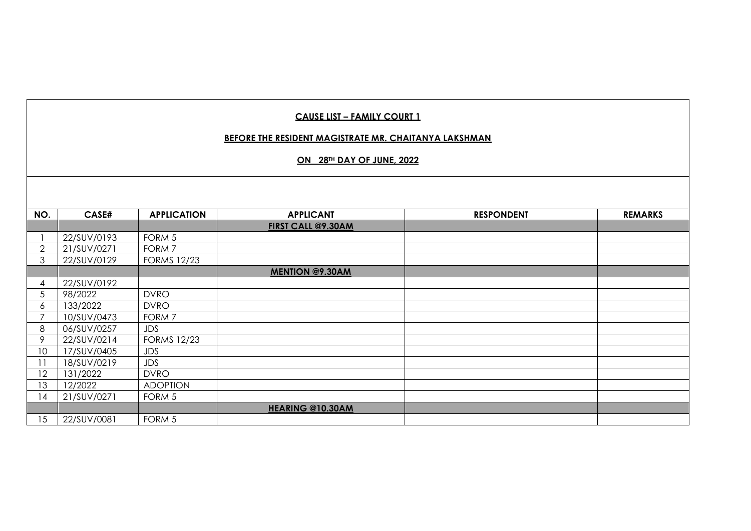**CAUSE LIST – FAMILY COURT 1**

**BEFORE THE RESIDENT MAGISTRATE MR. CHAITANYA LAKSHMAN**

**ON 28TH DAY OF JUNE, 2022**

| NO. | CASE# | APPLICATION | APPLICANT | RESPONDENT | REMARKS |
|---|---|---|---|---|---|
| | | | **FIRST CALL @9.30AM** | | |
| 1 | 22/SUV/0193 | FORM 5 | | | |
| 2 | 21/SUV/0271 | FORM 7 | | | |
| 3 | 22/SUV/0129 | FORMS 12/23 | | | |
| | | | **MENTION @9.30AM** | | |
| 4 | 22/SUV/0192 | | | | |
| 5 | 98/2022 | DVRO | | | |
| 6 | 133/2022 | DVRO | | | |
| 7 | 10/SUV/0473 | FORM 7 | | | |
| 8 | 06/SUV/0257 | JDS | | | |
| 9 | 22/SUV/0214 | FORMS 12/23 | | | |
| 10 | 17/SUV/0405 | JDS | | | |
| 11 | 18/SUV/0219 | JDS | | | |
| 12 | 131/2022 | DVRO | | | |
| 13 | 12/2022 | ADOPTION | | | |
| 14 | 21/SUV/0271 | FORM 5 | | | |
| | | | **HEARING @10.30AM** | | |
| 15 | 22/SUV/0081 | FORM 5 | | | |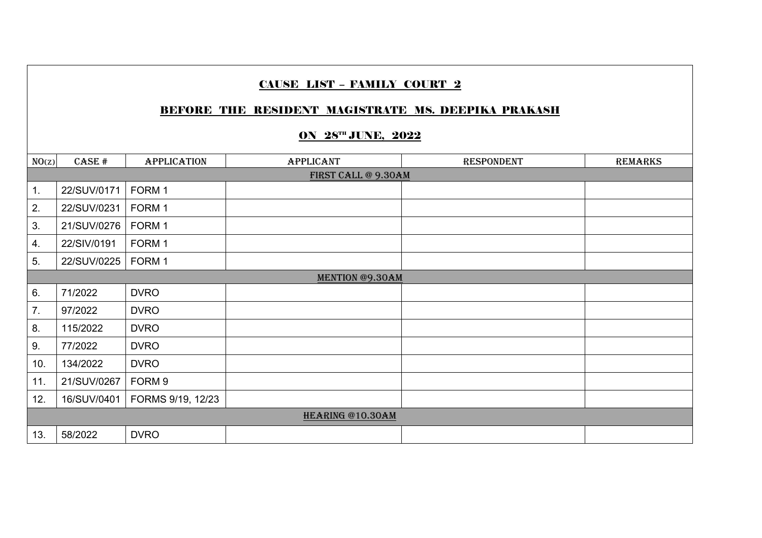**CAUSE LIST – FAMILY COURT 2**

**BEFORE THE RESIDENT MAGISTRATE MS. DEEPIKA PRAKASH**

**ON 28TH JUNE, 2022**

| NO(Z) | CASE # | APPLICATION | APPLICANT | RESPONDENT | REMARKS |
|---|---|---|---|---|---|
| **FIRST CALL @ 9.30AM** | | | | | |
| 1. | 22/SUV/0171 | FORM 1 | | | |
| 2. | 22/SUV/0231 | FORM 1 | | | |
| 3. | 21/SUV/0276 | FORM 1 | | | |
| 4. | 22/SIV/0191 | FORM 1 | | | |
| 5. | 22/SUV/0225 | FORM 1 | | | |
| **MENTION @9.30AM** | | | | | |
| 6. | 71/2022 | DVRO | | | |
| 7. | 97/2022 | DVRO | | | |
| 8. | 115/2022 | DVRO | | | |
| 9. | 77/2022 | DVRO | | | |
| 10. | 134/2022 | DVRO | | | |
| 11. | 21/SUV/0267 | FORM 9 | | | |
| 12. | 16/SUV/0401 | FORMS 9/19, 12/23 | | | |
| **HEARING @10.30AM** | | | | | |
| 13. | 58/2022 | DVRO | | | |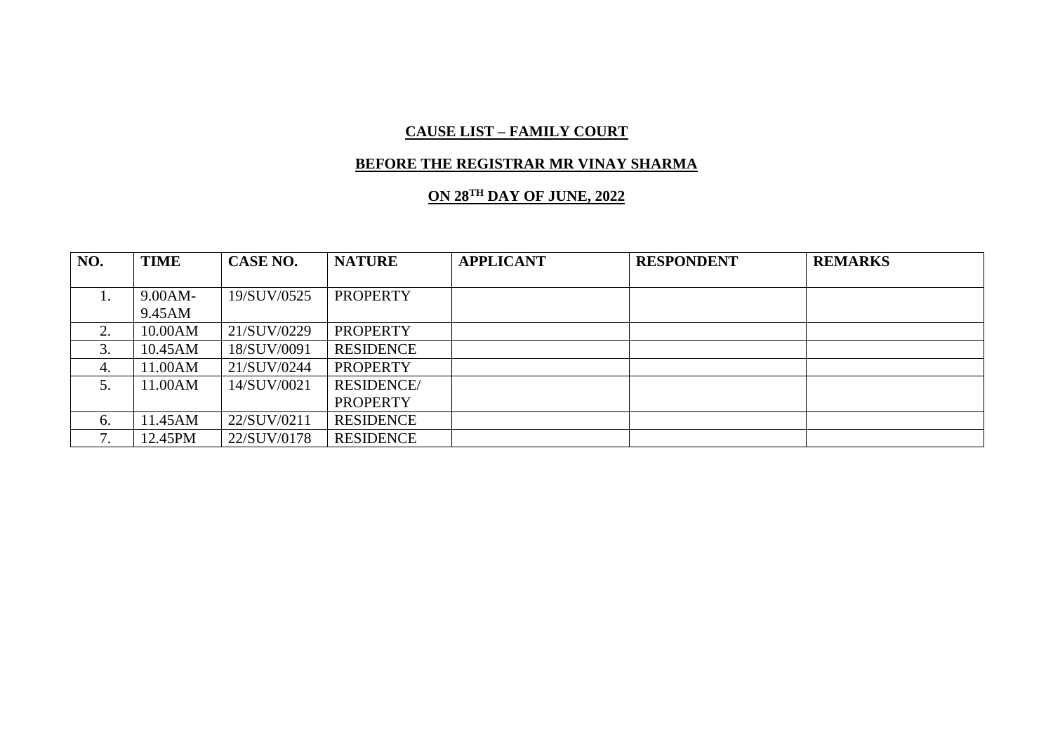**CAUSE LIST – FAMILY COURT**

**BEFORE THE REGISTRAR MR VINAY SHARMA**

**ON 28TH DAY OF JUNE, 2022**

| NO. | TIME | CASE NO. | NATURE | APPLICANT | RESPONDENT | REMARKS |
|---|---|---|---|---|---|---|
| 1. | 9.00AM-9.45AM | 19/SUV/0525 | PROPERTY | | | |
| 2. | 10.00AM | 21/SUV/0229 | PROPERTY | | | |
| 3. | 10.45AM | 18/SUV/0091 | RESIDENCE | | | |
| 4. | 11.00AM | 21/SUV/0244 | PROPERTY | | | |
| 5. | 11.00AM | 14/SUV/0021 | RESIDENCE/ PROPERTY | | | |
| 6. | 11.45AM | 22/SUV/0211 | RESIDENCE | | | |
| 7. | 12.45PM | 22/SUV/0178 | RESIDENCE | | | |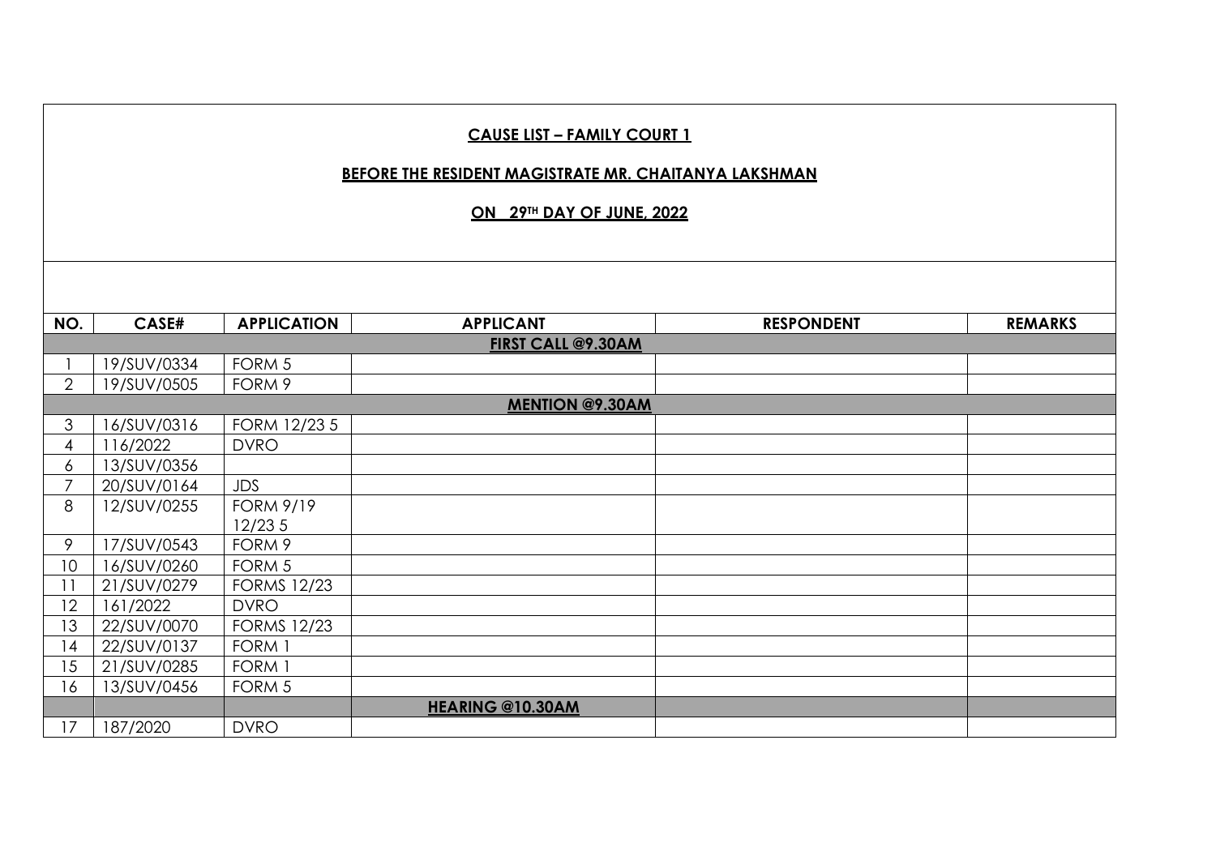**CAUSE LIST – FAMILY COURT 1**

**BEFORE THE RESIDENT MAGISTRATE MR. CHAITANYA LAKSHMAN**

**ON 29TH DAY OF JUNE, 2022**

| NO. | CASE# | APPLICATION | APPLICANT | RESPONDENT | REMARKS |
|---|---|---|---|---|---|
| | | | **FIRST CALL @9.30AM** | | |
| 1 | 19/SUV/0334 | FORM 5 | | | |
| 2 | 19/SUV/0505 | FORM 9 | | | |
| | | | **MENTION @9.30AM** | | |
| 3 | 16/SUV/0316 | FORM 12/23 5 | | | |
| 4 | 116/2022 | DVRO | | | |
| 6 | 13/SUV/0356 | | | | |
| 7 | 20/SUV/0164 | JDS | | | |
| 8 | 12/SUV/0255 | FORM 9/19 12/23 5 | | | |
| 9 | 17/SUV/0543 | FORM 9 | | | |
| 10 | 16/SUV/0260 | FORM 5 | | | |
| 11 | 21/SUV/0279 | FORMS 12/23 | | | |
| 12 | 161/2022 | DVRO | | | |
| 13 | 22/SUV/0070 | FORMS 12/23 | | | |
| 14 | 22/SUV/0137 | FORM 1 | | | |
| 15 | 21/SUV/0285 | FORM 1 | | | |
| 16 | 13/SUV/0456 | FORM 5 | | | |
| | | | **HEARING @10.30AM** | | |
| 17 | 187/2020 | DVRO | | | |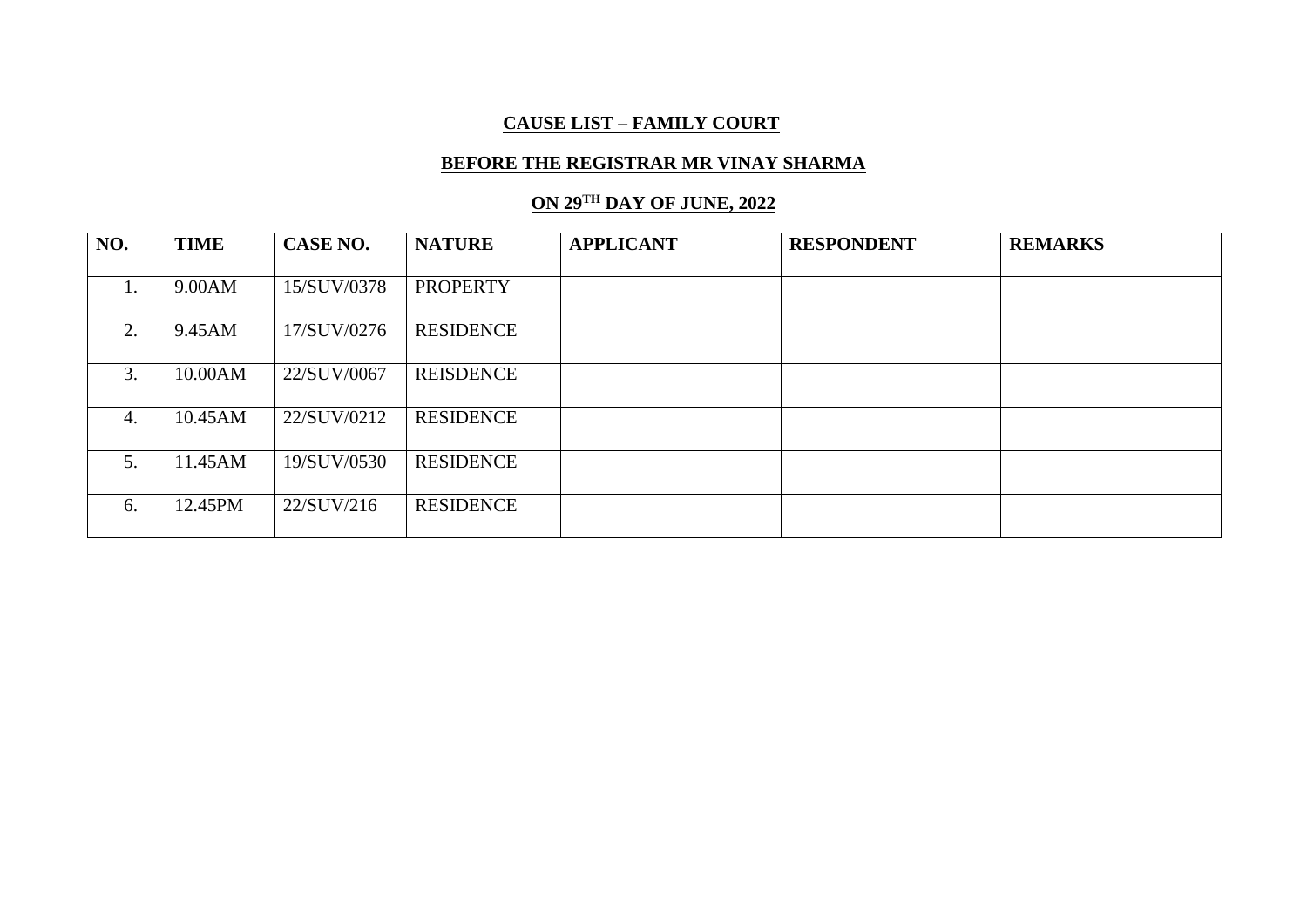**CAUSE LIST – FAMILY COURT**

**BEFORE THE REGISTRAR MR VINAY SHARMA**

**ON 29TH DAY OF JUNE, 2022**

| NO. | TIME | CASE NO. | NATURE | APPLICANT | RESPONDENT | REMARKS |
|---|---|---|---|---|---|---|
| 1. | 9.00AM | 15/SUV/0378 | PROPERTY | | | |
| 2. | 9.45AM | 17/SUV/0276 | RESIDENCE | | | |
| 3. | 10.00AM | 22/SUV/0067 | REISDENCE | | | |
| 4. | 10.45AM | 22/SUV/0212 | RESIDENCE | | | |
| 5. | 11.45AM | 19/SUV/0530 | RESIDENCE | | | |
| 6. | 12.45PM | 22/SUV/216 | RESIDENCE | | | |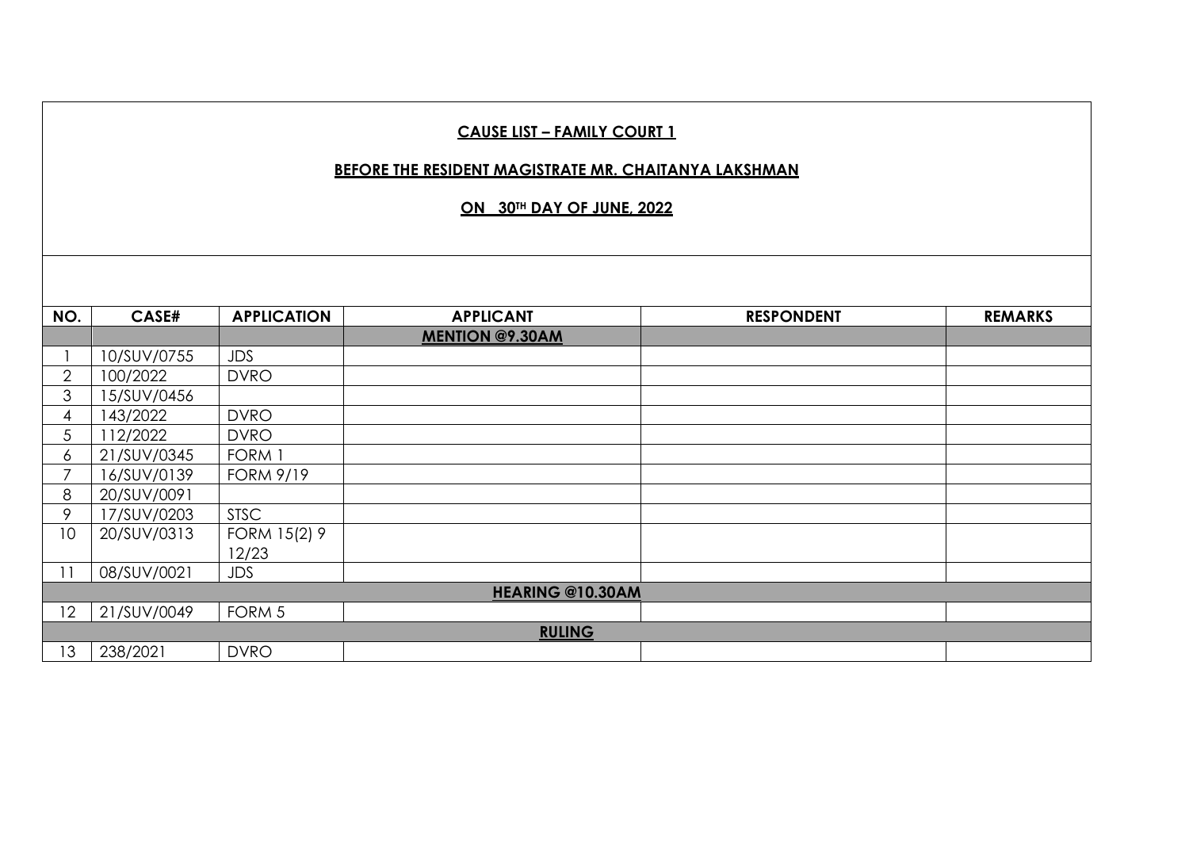**CAUSE LIST – FAMILY COURT 1**

**BEFORE THE RESIDENT MAGISTRATE MR. CHAITANYA LAKSHMAN**

**ON 30TH DAY OF JUNE, 2022**

| NO. | CASE# | APPLICATION | APPLICANT | RESPONDENT | REMARKS |
|---|---|---|---|---|---|
| | | | **MENTION @9.30AM** | | |
| 1 | 10/SUV/0755 | JDS | | | |
| 2 | 100/2022 | DVRO | | | |
| 3 | 15/SUV/0456 | | | | |
| 4 | 143/2022 | DVRO | | | |
| 5 | 112/2022 | DVRO | | | |
| 6 | 21/SUV/0345 | FORM 1 | | | |
| 7 | 16/SUV/0139 | FORM 9/19 | | | |
| 8 | 20/SUV/0091 | | | | |
| 9 | 17/SUV/0203 | STSC | | | |
| 10 | 20/SUV/0313 | FORM 15(2) 9 12/23 | | | |
| 11 | 08/SUV/0021 | JDS | | | |
| | | | **HEARING @10.30AM** | | |
| 12 | 21/SUV/0049 | FORM 5 | | | |
| | | | **RULING** | | |
| 13 | 238/2021 | DVRO | | | |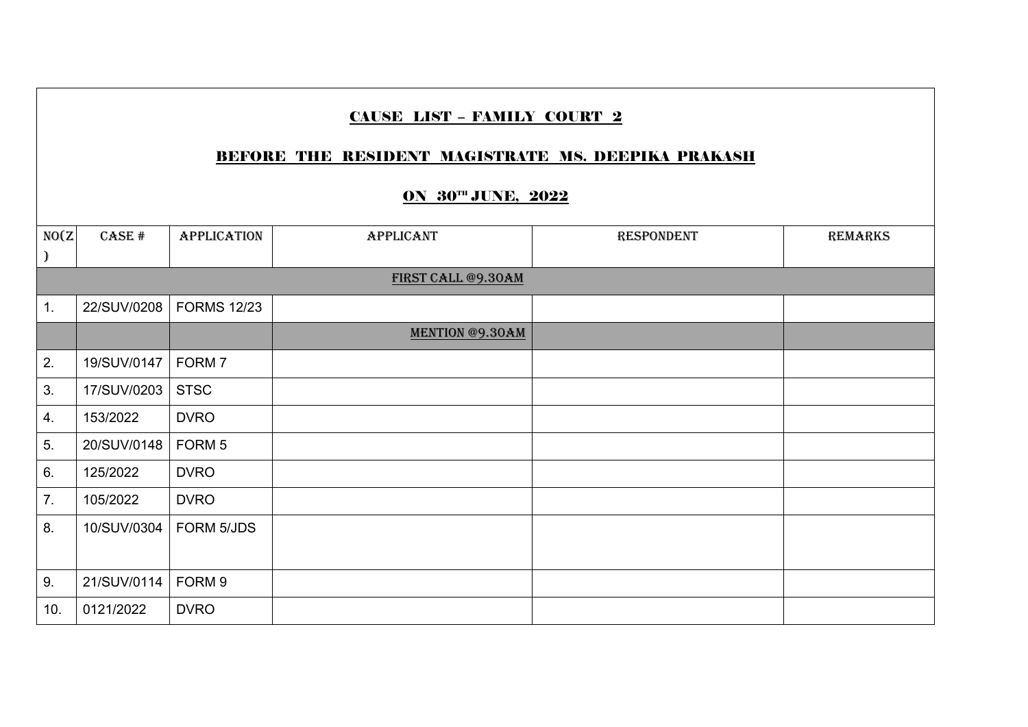**CAUSE LIST – FAMILY COURT 2**

**BEFORE THE RESIDENT MAGISTRATE MS. DEEPIKA PRAKASH**

**ON 30TH JUNE, 2022**

| NO(Z) | CASE # | APPLICATION | APPLICANT | RESPONDENT | REMARKS |
|---|---|---|---|---|---|
| | | | FIRST CALL @9.30AM | | |
| 1. | 22/SUV/0208 | FORMS 12/23 | | | |
| | | | MENTION @9.30AM | | |
| 2. | 19/SUV/0147 | FORM 7 | | | |
| 3. | 17/SUV/0203 | STSC | | | |
| 4. | 153/2022 | DVRO | | | |
| 5. | 20/SUV/0148 | FORM 5 | | | |
| 6. | 125/2022 | DVRO | | | |
| 7. | 105/2022 | DVRO | | | |
| 8. | 10/SUV/0304 | FORM 5/JDS | | | |
| 9. | 21/SUV/0114 | FORM 9 | | | |
| 10. | 0121/2022 | DVRO | | | |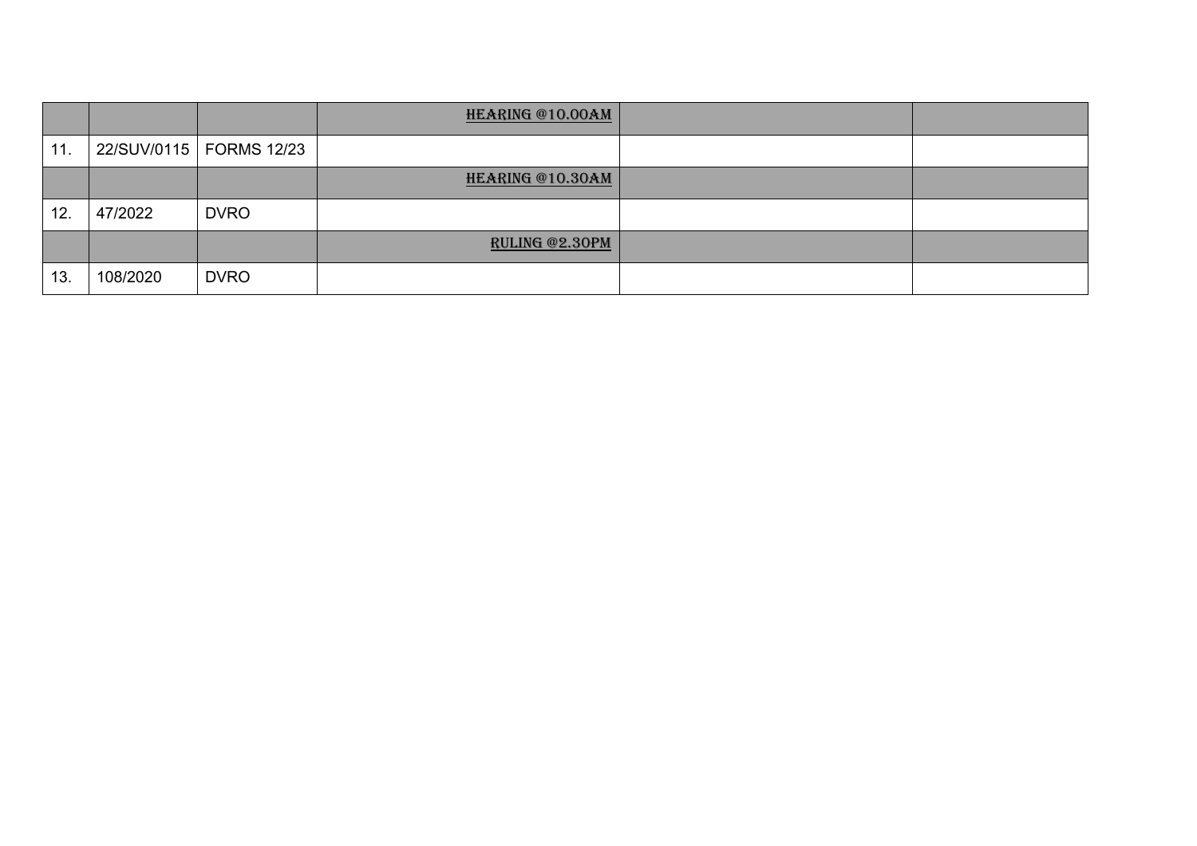| | | | **HEARING @10.00AM** | | |
|---|---|---|---|---|---|
| 11. | 22/SUV/0115 | FORMS 12/23 | | | |
| | | | **HEARING @10.30AM** | | |
| 12. | 47/2022 | DVRO | | | |
| | | | **RULING @2.30PM** | | |
| 13. | 108/2020 | DVRO | | | |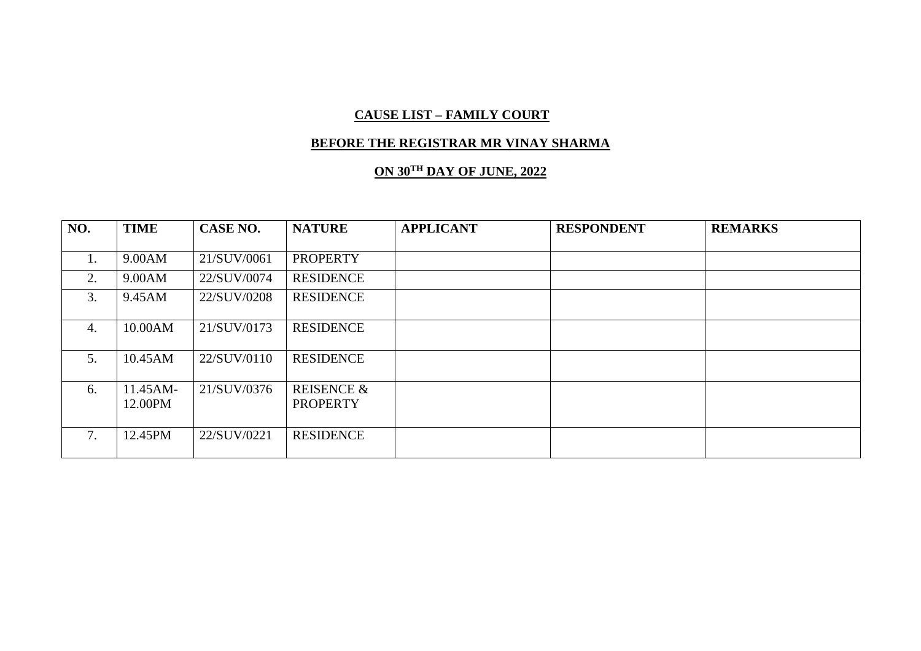**CAUSE LIST – FAMILY COURT**

**BEFORE THE REGISTRAR MR VINAY SHARMA**

**ON 30TH DAY OF JUNE, 2022**

| NO. | TIME | CASE NO. | NATURE | APPLICANT | RESPONDENT | REMARKS |
|---|---|---|---|---|---|---|
| 1. | 9.00AM | 21/SUV/0061 | PROPERTY | | | |
| 2. | 9.00AM | 22/SUV/0074 | RESIDENCE | | | |
| 3. | 9.45AM | 22/SUV/0208 | RESIDENCE | | | |
| 4. | 10.00AM | 21/SUV/0173 | RESIDENCE | | | |
| 5. | 10.45AM | 22/SUV/0110 | RESIDENCE | | | |
| 6. | 11.45AM-12.00PM | 21/SUV/0376 | REISENCE & PROPERTY | | | |
| 7. | 12.45PM | 22/SUV/0221 | RESIDENCE | | | |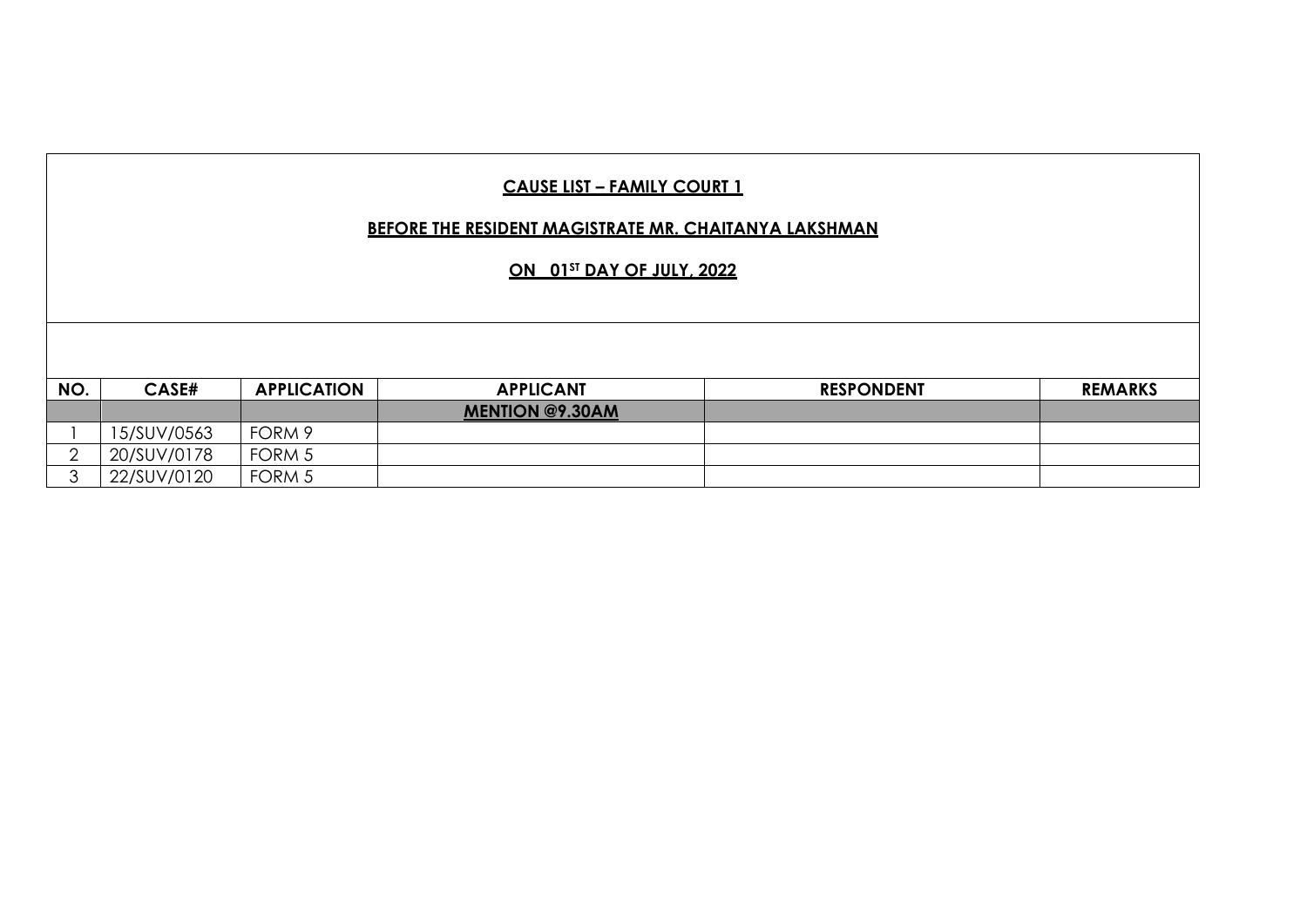**CAUSE LIST – FAMILY COURT 1**

**BEFORE THE RESIDENT MAGISTRATE MR. CHAITANYA LAKSHMAN**

**ON 01ST DAY OF JULY, 2022**

| NO. | CASE# | APPLICATION | APPLICANT | RESPONDENT | REMARKS |
|---|---|---|---|---|---|
| | | | **MENTION @9.30AM** | | |
| 1 | 15/SUV/0563 | FORM 9 | | | |
| 2 | 20/SUV/0178 | FORM 5 | | | |
| 3 | 22/SUV/0120 | FORM 5 | | | |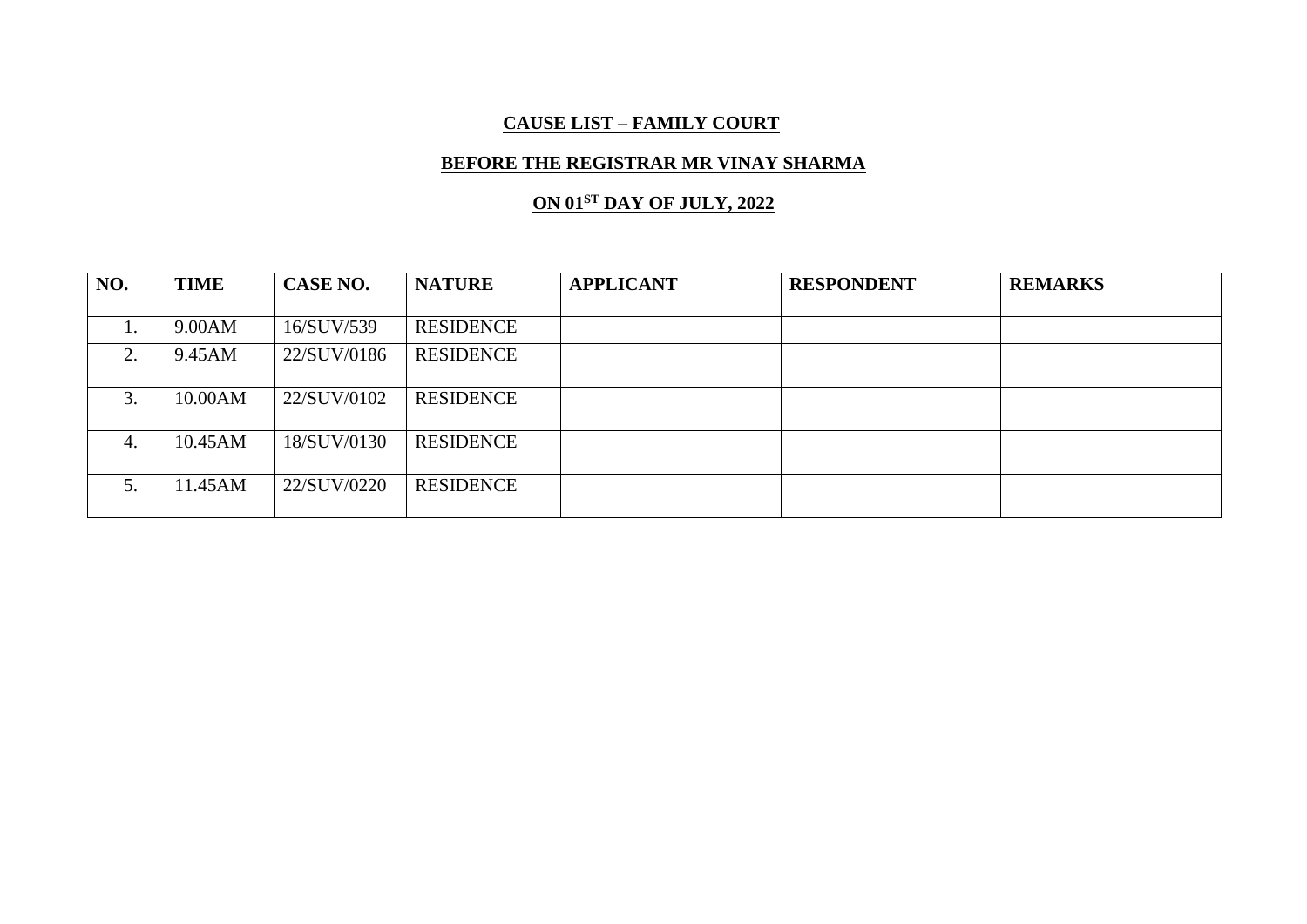**CAUSE LIST – FAMILY COURT**

**BEFORE THE REGISTRAR MR VINAY SHARMA**

**ON 01[ST] DAY OF JULY, 2022**

| NO. | TIME | CASE NO. | NATURE | APPLICANT | RESPONDENT | REMARKS |
|---|---|---|---|---|---|---|
| 1. | 9.00AM | 16/SUV/539 | RESIDENCE | | | |
| 2. | 9.45AM | 22/SUV/0186 | RESIDENCE | | | |
| 3. | 10.00AM | 22/SUV/0102 | RESIDENCE | | | |
| 4. | 10.45AM | 18/SUV/0130 | RESIDENCE | | | |
| 5. | 11.45AM | 22/SUV/0220 | RESIDENCE | | | |